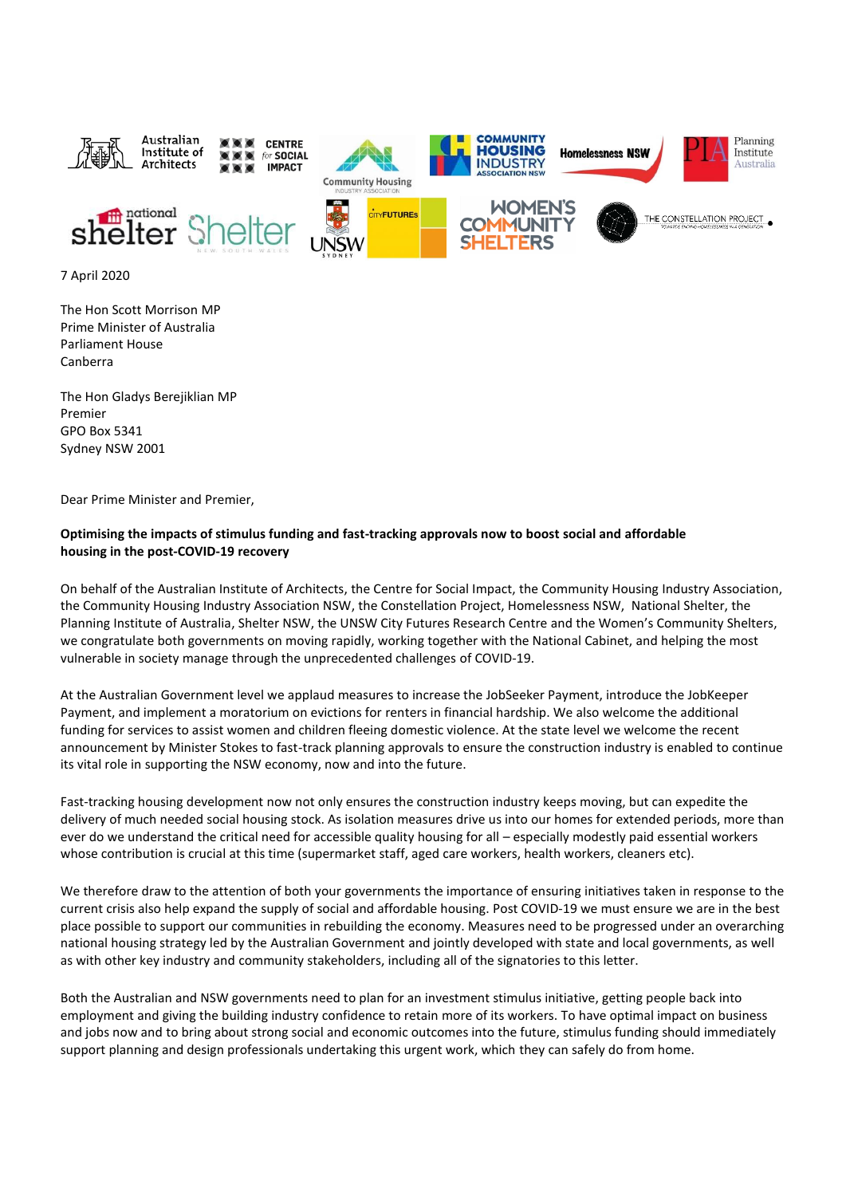7 April 2020

The Hon Scott Morrison MP
Prime Minister of Australia
Parliament House
Canberra

The Hon Gladys Berejiklian MP
Premier
GPO Box 5341
Sydney NSW 2001

Dear Prime Minister and Premier,

**Optimising the impacts of stimulus funding and fast-tracking approvals now to boost social and affordable housing in the post-COVID-19 recovery**

On behalf of the Australian Institute of Architects, the Centre for Social Impact, the Community Housing Industry Association, the Community Housing Industry Association NSW, the Constellation Project, Homelessness NSW, National Shelter, the Planning Institute of Australia, Shelter NSW, the UNSW City Futures Research Centre and the Women's Community Shelters, we congratulate both governments on moving rapidly, working together with the National Cabinet, and helping the most vulnerable in society manage through the unprecedented challenges of COVID-19.

At the Australian Government level we applaud measures to increase the JobSeeker Payment, introduce the JobKeeper Payment, and implement a moratorium on evictions for renters in financial hardship. We also welcome the additional funding for services to assist women and children fleeing domestic violence. At the state level we welcome the recent announcement by Minister Stokes to fast-track planning approvals to ensure the construction industry is enabled to continue its vital role in supporting the NSW economy, now and into the future.

Fast-tracking housing development now not only ensures the construction industry keeps moving, but can expedite the delivery of much needed social housing stock. As isolation measures drive us into our homes for extended periods, more than ever do we understand the critical need for accessible quality housing for all – especially modestly paid essential workers whose contribution is crucial at this time (supermarket staff, aged care workers, health workers, cleaners etc).

We therefore draw to the attention of both your governments the importance of ensuring initiatives taken in response to the current crisis also help expand the supply of social and affordable housing. Post COVID-19 we must ensure we are in the best place possible to support our communities in rebuilding the economy. Measures need to be progressed under an overarching national housing strategy led by the Australian Government and jointly developed with state and local governments, as well as with other key industry and community stakeholders, including all of the signatories to this letter.

Both the Australian and NSW governments need to plan for an investment stimulus initiative, getting people back into employment and giving the building industry confidence to retain more of its workers. To have optimal impact on business and jobs now and to bring about strong social and economic outcomes into the future, stimulus funding should immediately support planning and design professionals undertaking this urgent work, which they can safely do from home.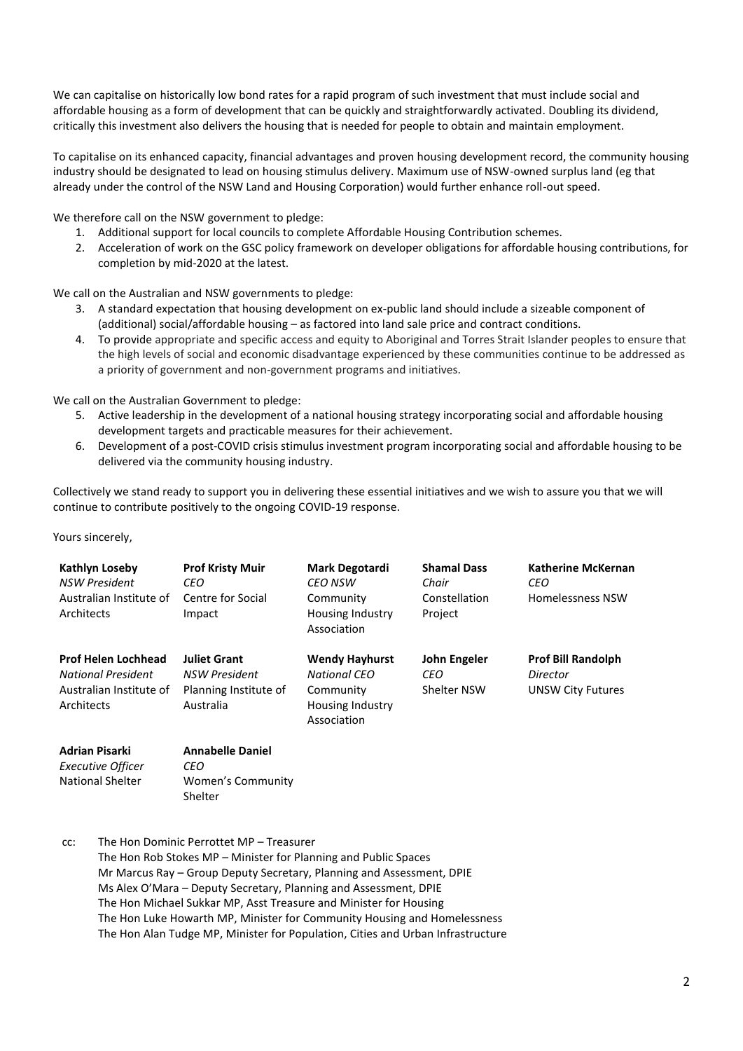We can capitalise on historically low bond rates for a rapid program of such investment that must include social and affordable housing as a form of development that can be quickly and straightforwardly activated. Doubling its dividend, critically this investment also delivers the housing that is needed for people to obtain and maintain employment.

To capitalise on its enhanced capacity, financial advantages and proven housing development record, the community housing industry should be designated to lead on housing stimulus delivery. Maximum use of NSW-owned surplus land (eg that already under the control of the NSW Land and Housing Corporation) would further enhance roll-out speed.

We therefore call on the NSW government to pledge:

1. Additional support for local councils to complete Affordable Housing Contribution schemes.
2. Acceleration of work on the GSC policy framework on developer obligations for affordable housing contributions, for completion by mid-2020 at the latest.

We call on the Australian and NSW governments to pledge:

3. A standard expectation that housing development on ex-public land should include a sizeable component of (additional) social/affordable housing – as factored into land sale price and contract conditions.
4. To provide appropriate and specific access and equity to Aboriginal and Torres Strait Islander peoples to ensure that the high levels of social and economic disadvantage experienced by these communities continue to be addressed as a priority of government and non-government programs and initiatives.

We call on the Australian Government to pledge:

5. Active leadership in the development of a national housing strategy incorporating social and affordable housing development targets and practicable measures for their achievement.
6. Development of a post-COVID crisis stimulus investment program incorporating social and affordable housing to be delivered via the community housing industry.

Collectively we stand ready to support you in delivering these essential initiatives and we wish to assure you that we will continue to contribute positively to the ongoing COVID-19 response.

Yours sincerely,

**Kathlyn Loseby**
*NSW President*
Australian Institute of Architects

**Prof Kristy Muir**
*CEO*
Centre for Social Impact

**Mark Degotardi**
*CEO NSW*
Community Housing Industry Association

**Shamal Dass**
*Chair*
Constellation Project

**Katherine McKernan**
*CEO*
Homelessness NSW

**Prof Helen Lochhead**
*National President*
Australian Institute of Architects

**Juliet Grant**
*NSW President*
Planning Institute of Australia

**Wendy Hayhurst**
*National CEO*
Community Housing Industry Association

**John Engeler**
*CEO*
Shelter NSW

**Prof Bill Randolph**
*Director*
UNSW City Futures

**Adrian Pisarki**
*Executive Officer*
National Shelter

**Annabelle Daniel**
*CEO*
Women's Community Shelter

cc: The Hon Dominic Perrottet MP – Treasurer
The Hon Rob Stokes MP – Minister for Planning and Public Spaces
Mr Marcus Ray – Group Deputy Secretary, Planning and Assessment, DPIE
Ms Alex O'Mara – Deputy Secretary, Planning and Assessment, DPIE
The Hon Michael Sukkar MP, Asst Treasure and Minister for Housing
The Hon Luke Howarth MP, Minister for Community Housing and Homelessness
The Hon Alan Tudge MP, Minister for Population, Cities and Urban Infrastructure